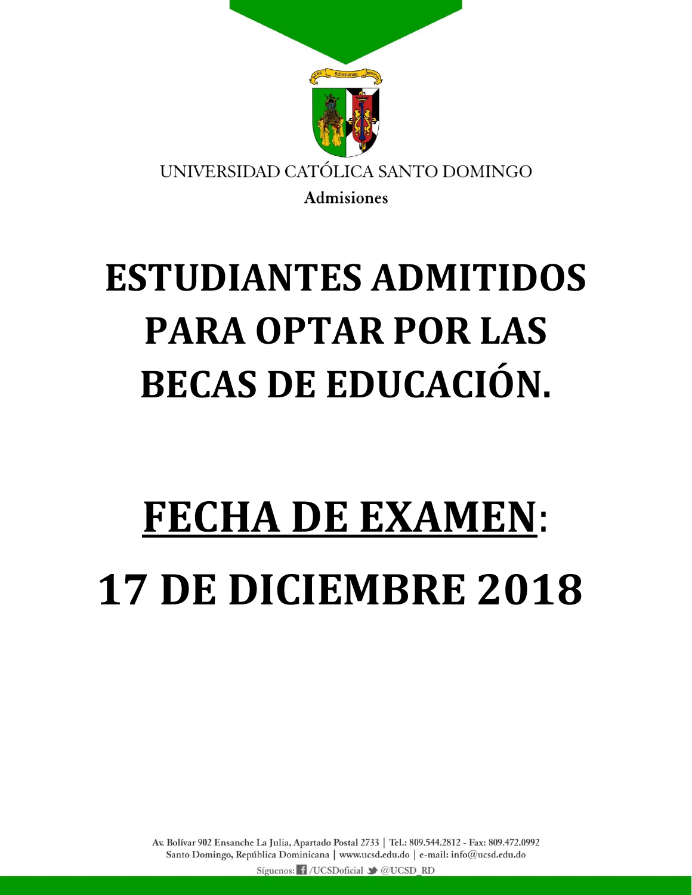UNIVERSIDAD CATÓLICA SANTO DOMINGO

**Admisiones**

# ESTUDIANTES ADMITIDOS PARA OPTAR POR LAS BECAS DE EDUCACIÓN.

# <u>FECHA DE EXAMEN</u>:

# 17 DE DICIEMBRE 2018

Av. Bolívar 902 Ensanche La Julia, Apartado Postal 2733 | Tel.: 809.544.2812 - Fax: 809.472.0992
Santo Domingo, República Dominicana | www.ucsd.edu.do | e-mail: info@ucsd.edu.do

Síguenos: /UCSDoficial @UCSD_RD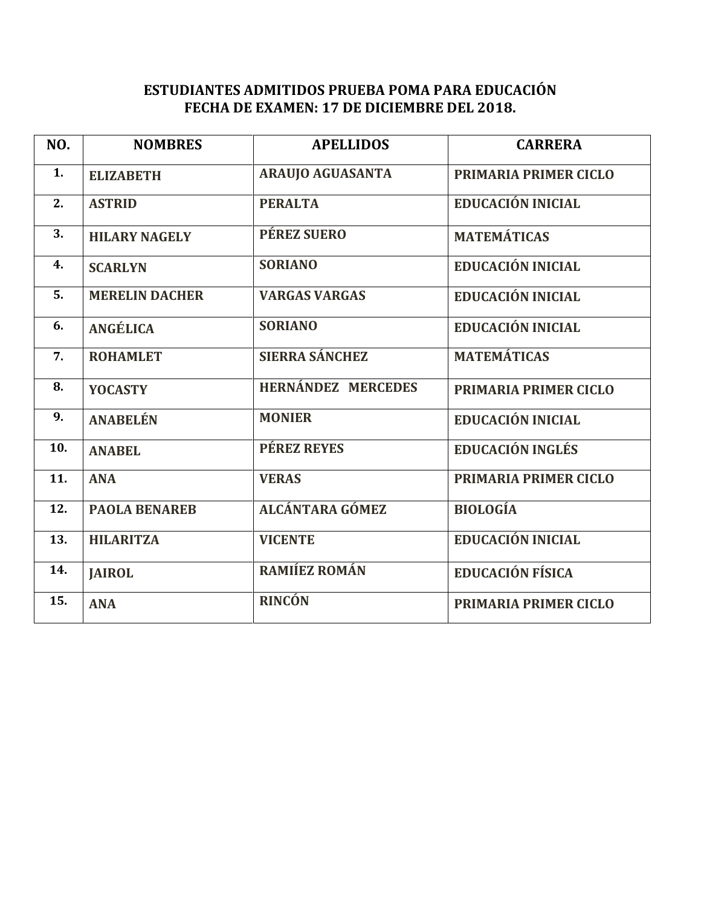**ESTUDIANTES ADMITIDOS PRUEBA POMA PARA EDUCACIÓN**
**FECHA DE EXAMEN: 17 DE DICIEMBRE DEL 2018.**

| NO. | NOMBRES | APELLIDOS | CARRERA |
|---|---|---|---|
| 1. | ELIZABETH | ARAUJO AGUASANTA | PRIMARIA PRIMER CICLO |
| 2. | ASTRID | PERALTA | EDUCACIÓN INICIAL |
| 3. | HILARY NAGELY | PÉREZ SUERO | MATEMÁTICAS |
| 4. | SCARLYN | SORIANO | EDUCACIÓN INICIAL |
| 5. | MERELIN DACHER | VARGAS VARGAS | EDUCACIÓN INICIAL |
| 6. | ANGÉLICA | SORIANO | EDUCACIÓN INICIAL |
| 7. | ROHAMLET | SIERRA SÁNCHEZ | MATEMÁTICAS |
| 8. | YOCASTY | HERNÁNDEZ MERCEDES | PRIMARIA PRIMER CICLO |
| 9. | ANABELÉN | MONIER | EDUCACIÓN INICIAL |
| 10. | ANABEL | PÉREZ REYES | EDUCACIÓN INGLÉS |
| 11. | ANA | VERAS | PRIMARIA PRIMER CICLO |
| 12. | PAOLA BENAREB | ALCÁNTARA GÓMEZ | BIOLOGÍA |
| 13. | HILARITZA | VICENTE | EDUCACIÓN INICIAL |
| 14. | JAIROL | RAMIÍEZ ROMÁN | EDUCACIÓN FÍSICA |
| 15. | ANA | RINCÓN | PRIMARIA PRIMER CICLO |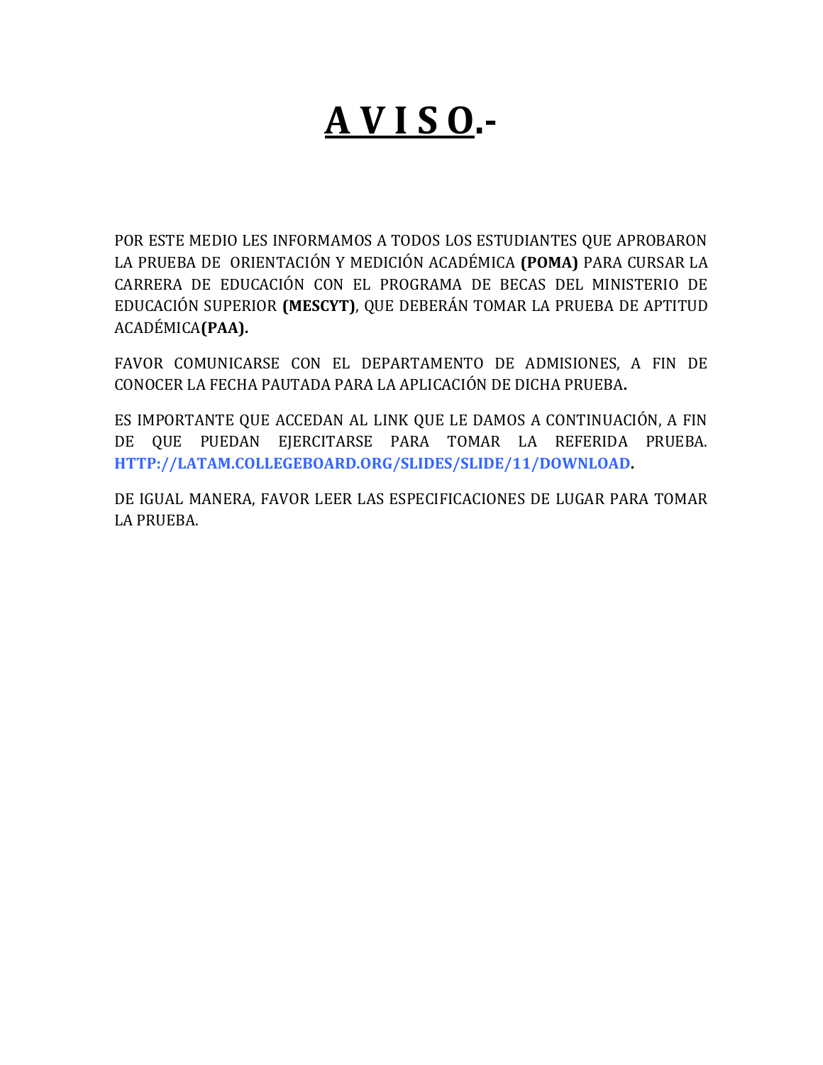# A V I S O.-

POR ESTE MEDIO LES INFORMAMOS A TODOS LOS ESTUDIANTES QUE APROBARON LA PRUEBA DE ORIENTACIÓN Y MEDICIÓN ACADÉMICA **(POMA)** PARA CURSAR LA CARRERA DE EDUCACIÓN CON EL PROGRAMA DE BECAS DEL MINISTERIO DE EDUCACIÓN SUPERIOR **(MESCYT)**, QUE DEBERÁN TOMAR LA PRUEBA DE APTITUD ACADÉMICA**(PAA).**

FAVOR COMUNICARSE CON EL DEPARTAMENTO DE ADMISIONES, A FIN DE CONOCER LA FECHA PAUTADA PARA LA APLICACIÓN DE DICHA PRUEBA**.**

ES IMPORTANTE QUE ACCEDAN AL LINK QUE LE DAMOS A CONTINUACIÓN, A FIN DE QUE PUEDAN EJERCITARSE PARA TOMAR LA REFERIDA PRUEBA. **HTTP://LATAM.COLLEGEBOARD.ORG/SLIDES/SLIDE/11/DOWNLOAD**.

DE IGUAL MANERA, FAVOR LEER LAS ESPECIFICACIONES DE LUGAR PARA TOMAR LA PRUEBA.